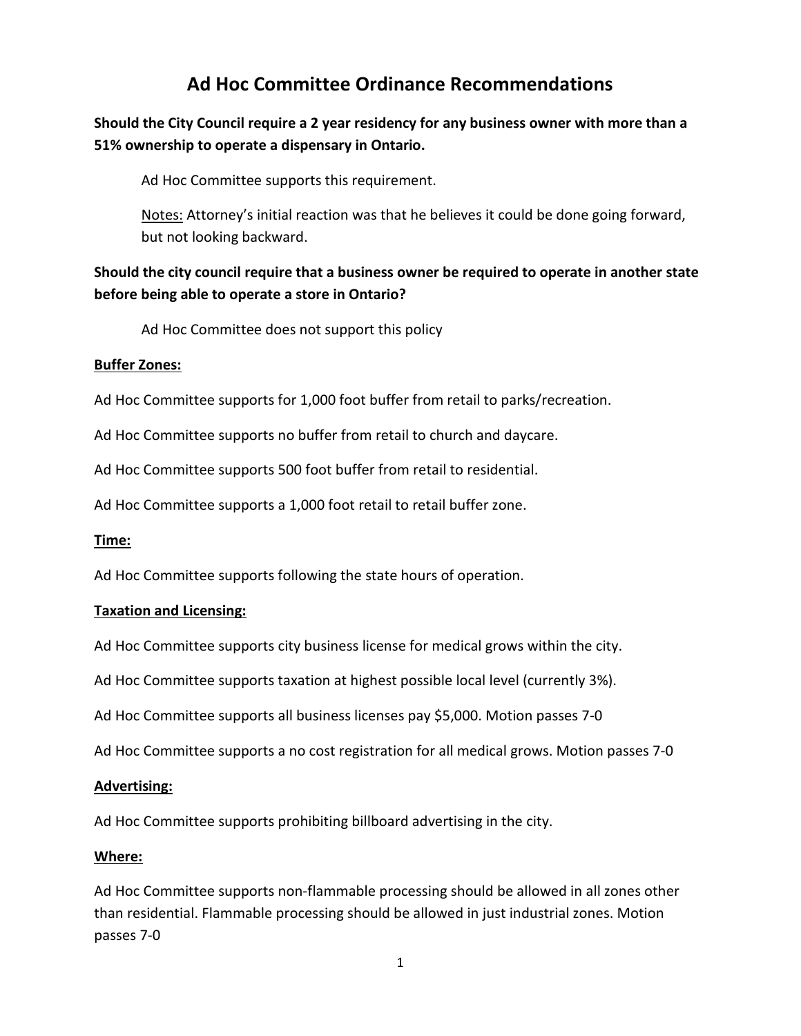# Ad Hoc Committee Ordinance Recommendations

**Should the City Council require a 2 year residency for any business owner with more than a 51% ownership to operate a dispensary in Ontario.**

> Ad Hoc Committee supports this requirement.
>
> Notes: Attorney's initial reaction was that he believes it could be done going forward, but not looking backward.

**Should the city council require that a business owner be required to operate in another state before being able to operate a store in Ontario?**

> Ad Hoc Committee does not support this policy

**Buffer Zones:**

Ad Hoc Committee supports for 1,000 foot buffer from retail to parks/recreation.

Ad Hoc Committee supports no buffer from retail to church and daycare.

Ad Hoc Committee supports 500 foot buffer from retail to residential.

Ad Hoc Committee supports a 1,000 foot retail to retail buffer zone.

**Time:**

Ad Hoc Committee supports following the state hours of operation.

**Taxation and Licensing:**

Ad Hoc Committee supports city business license for medical grows within the city.

Ad Hoc Committee supports taxation at highest possible local level (currently 3%).

Ad Hoc Committee supports all business licenses pay $5,000. Motion passes 7-0

Ad Hoc Committee supports a no cost registration for all medical grows. Motion passes 7-0

**Advertising:**

Ad Hoc Committee supports prohibiting billboard advertising in the city.

**Where:**

Ad Hoc Committee supports non-flammable processing should be allowed in all zones other than residential. Flammable processing should be allowed in just industrial zones. Motion passes 7-0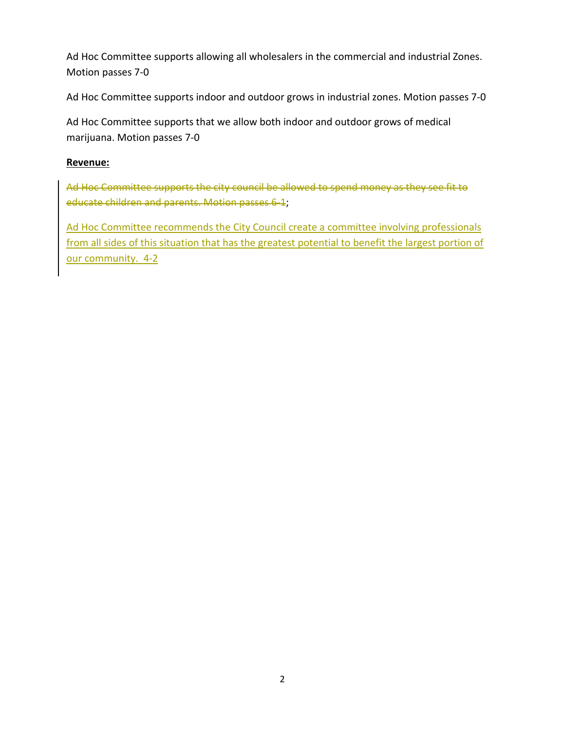Ad Hoc Committee supports allowing all wholesalers in the commercial and industrial Zones. Motion passes 7-0

Ad Hoc Committee supports indoor and outdoor grows in industrial zones. Motion passes 7-0

Ad Hoc Committee supports that we allow both indoor and outdoor grows of medical marijuana. Motion passes 7-0

**Revenue:**

~~Ad Hoc Committee supports the city council be allowed to spend money as they see fit to educate children and parents. Motion passes 6-1~~;

Ad Hoc Committee recommends the City Council create a committee involving professionals from all sides of this situation that has the greatest potential to benefit the largest portion of our community. 4-2